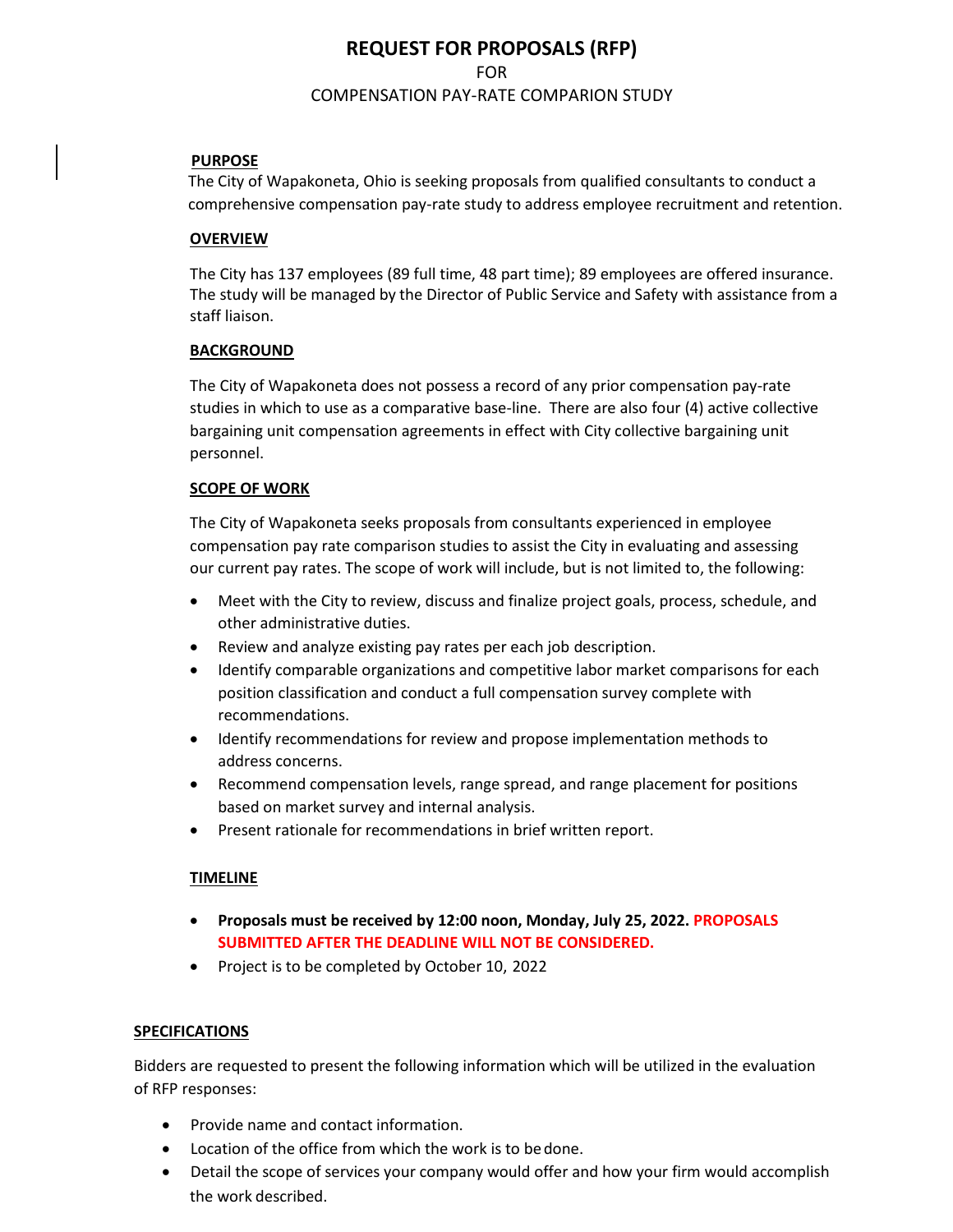# REQUEST FOR PROPOSALS (RFP)

FOR

COMPENSATION PAY-RATE COMPARION STUDY

## PURPOSE

The City of Wapakoneta, Ohio is seeking proposals from qualified consultants to conduct a comprehensive compensation pay-rate study to address employee recruitment and retention.

## OVERVIEW

The City has 137 employees (89 full time, 48 part time); 89 employees are offered insurance. The study will be managed by the Director of Public Service and Safety with assistance from a staff liaison.

## BACKGROUND

The City of Wapakoneta does not possess a record of any prior compensation pay-rate studies in which to use as a comparative base-line. There are also four (4) active collective bargaining unit compensation agreements in effect with City collective bargaining unit personnel.

## SCOPE OF WORK

The City of Wapakoneta seeks proposals from consultants experienced in employee compensation pay rate comparison studies to assist the City in evaluating and assessing our current pay rates. The scope of work will include, but is not limited to, the following:

- Meet with the City to review, discuss and finalize project goals, process, schedule, and other administrative duties.
- Review and analyze existing pay rates per each job description.
- Identify comparable organizations and competitive labor market comparisons for each position classification and conduct a full compensation survey complete with recommendations.
- Identify recommendations for review and propose implementation methods to address concerns.
- Recommend compensation levels, range spread, and range placement for positions based on market survey and internal analysis.
- Present rationale for recommendations in brief written report.

## TIMELINE

- **Proposals must be received by 12:00 noon, Monday, July 25, 2022. PROPOSALS SUBMITTED AFTER THE DEADLINE WILL NOT BE CONSIDERED.**
- Project is to be completed by October 10, 2022

## SPECIFICATIONS

Bidders are requested to present the following information which will be utilized in the evaluation of RFP responses:

- Provide name and contact information.
- Location of the office from which the work is to be done.
- Detail the scope of services your company would offer and how your firm would accomplish the work described.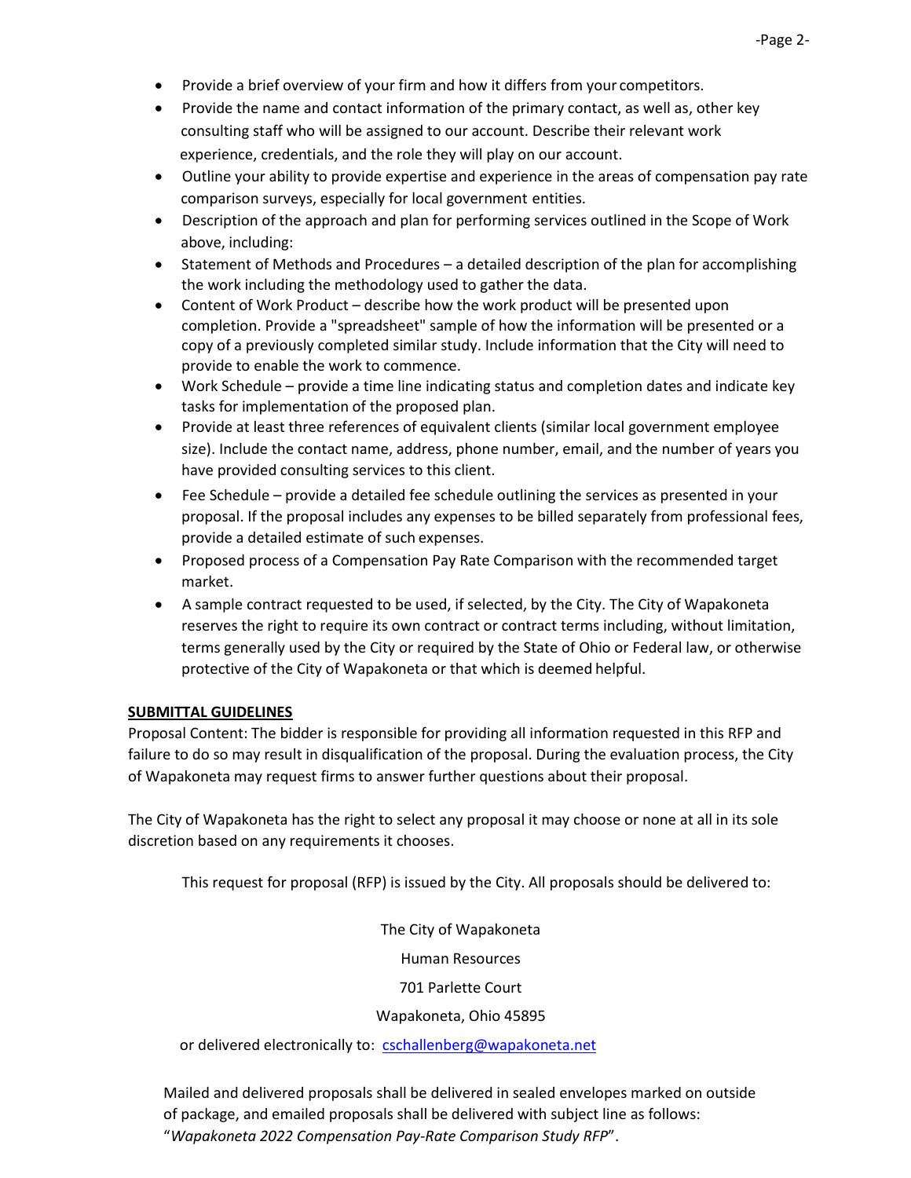- Provide a brief overview of your firm and how it differs from your competitors.
- Provide the name and contact information of the primary contact, as well as, other key consulting staff who will be assigned to our account. Describe their relevant work experience, credentials, and the role they will play on our account.
- Outline your ability to provide expertise and experience in the areas of compensation pay rate comparison surveys, especially for local government entities.
- Description of the approach and plan for performing services outlined in the Scope of Work above, including:
- Statement of Methods and Procedures – a detailed description of the plan for accomplishing the work including the methodology used to gather the data.
- Content of Work Product – describe how the work product will be presented upon completion. Provide a "spreadsheet" sample of how the information will be presented or a copy of a previously completed similar study. Include information that the City will need to provide to enable the work to commence.
- Work Schedule – provide a time line indicating status and completion dates and indicate key tasks for implementation of the proposed plan.
- Provide at least three references of equivalent clients (similar local government employee size). Include the contact name, address, phone number, email, and the number of years you have provided consulting services to this client.
- Fee Schedule – provide a detailed fee schedule outlining the services as presented in your proposal. If the proposal includes any expenses to be billed separately from professional fees, provide a detailed estimate of such expenses.
- Proposed process of a Compensation Pay Rate Comparison with the recommended target market.
- A sample contract requested to be used, if selected, by the City. The City of Wapakoneta reserves the right to require its own contract or contract terms including, without limitation, terms generally used by the City or required by the State of Ohio or Federal law, or otherwise protective of the City of Wapakoneta or that which is deemed helpful.

**SUBMITTAL GUIDELINES**

Proposal Content: The bidder is responsible for providing all information requested in this RFP and failure to do so may result in disqualification of the proposal. During the evaluation process, the City of Wapakoneta may request firms to answer further questions about their proposal.

The City of Wapakoneta has the right to select any proposal it may choose or none at all in its sole discretion based on any requirements it chooses.

This request for proposal (RFP) is issued by the City. All proposals should be delivered to:

The City of Wapakoneta

Human Resources

701 Parlette Court

Wapakoneta, Ohio 45895

or delivered electronically to: cschallenberg@wapakoneta.net

Mailed and delivered proposals shall be delivered in sealed envelopes marked on outside of package, and emailed proposals shall be delivered with subject line as follows: "*Wapakoneta 2022 Compensation Pay-Rate Comparison Study RFP*".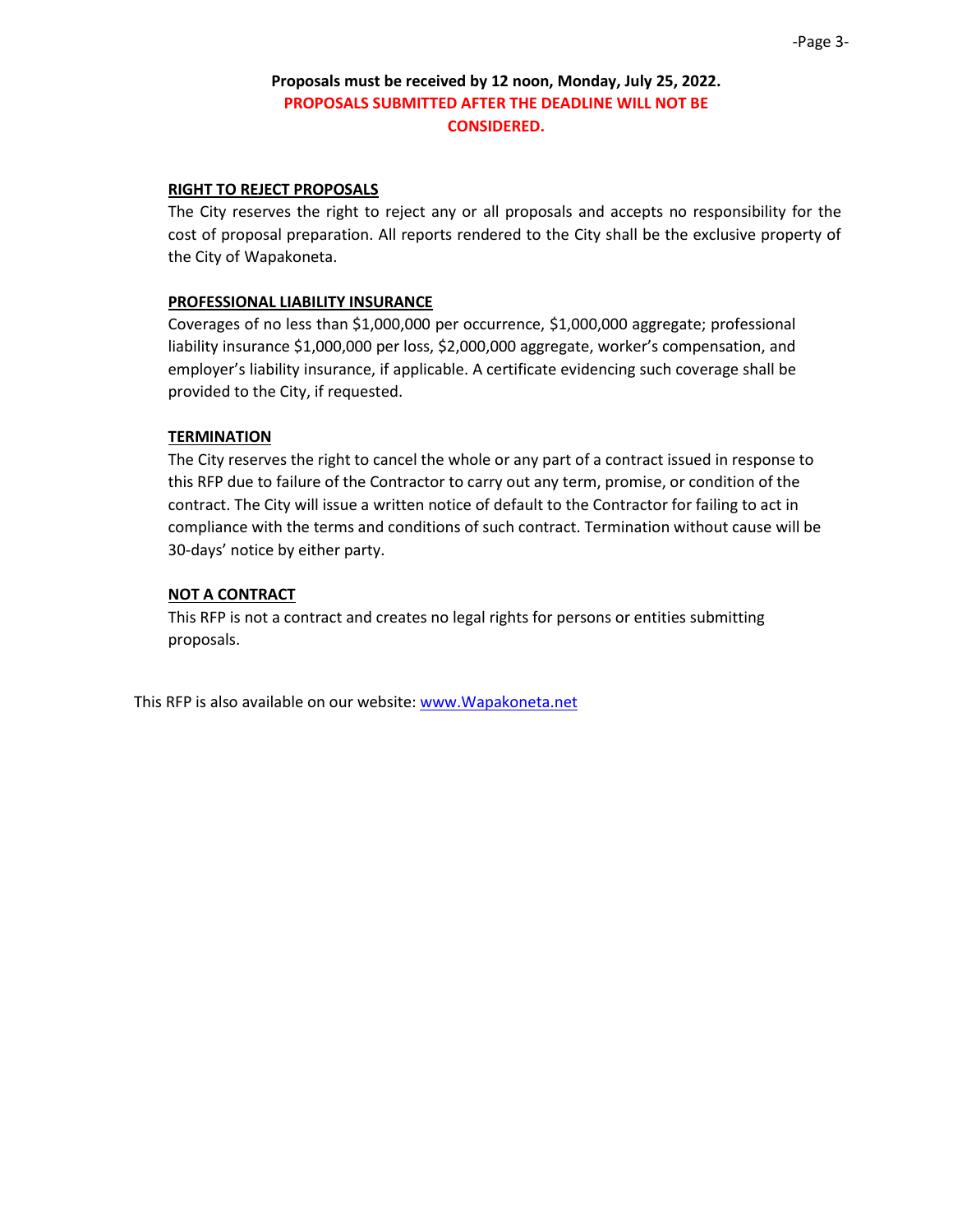**Proposals must be received by 12 noon, Monday, July 25, 2022.**
**PROPOSALS SUBMITTED AFTER THE DEADLINE WILL NOT BE CONSIDERED.**

**RIGHT TO REJECT PROPOSALS**

The City reserves the right to reject any or all proposals and accepts no responsibility for the cost of proposal preparation. All reports rendered to the City shall be the exclusive property of the City of Wapakoneta.

**PROFESSIONAL LIABILITY INSURANCE**

Coverages of no less than $1,000,000 per occurrence, $1,000,000 aggregate; professional liability insurance $1,000,000 per loss, $2,000,000 aggregate, worker's compensation, and employer's liability insurance, if applicable. A certificate evidencing such coverage shall be provided to the City, if requested.

**TERMINATION**

The City reserves the right to cancel the whole or any part of a contract issued in response to this RFP due to failure of the Contractor to carry out any term, promise, or condition of the contract. The City will issue a written notice of default to the Contractor for failing to act in compliance with the terms and conditions of such contract. Termination without cause will be 30-days' notice by either party.

**NOT A CONTRACT**

This RFP is not a contract and creates no legal rights for persons or entities submitting proposals.

This RFP is also available on our website: [www.Wapakoneta.net](http://www.Wapakoneta.net)